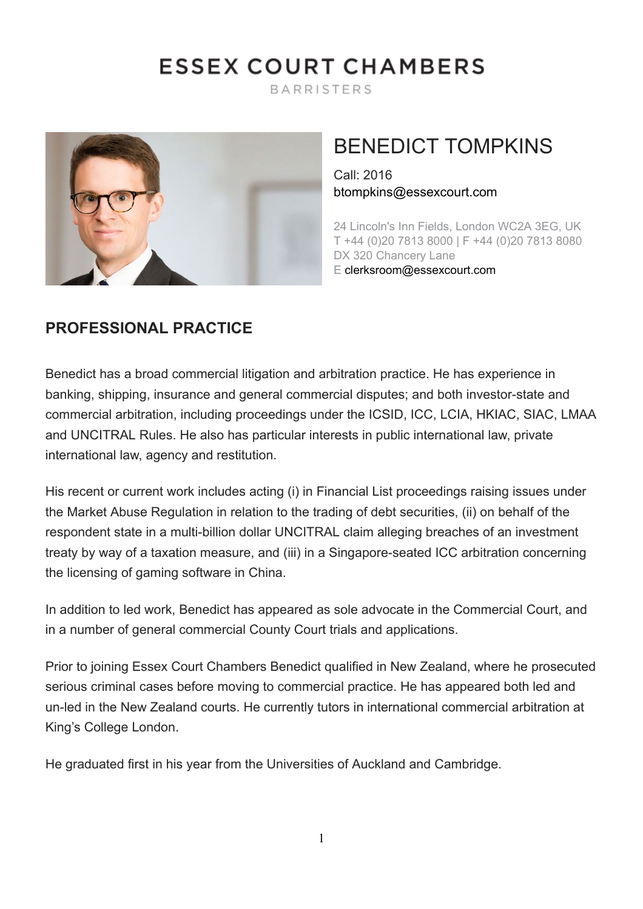# ESSEX COURT CHAMBERS

BARRISTERS

## BENEDICT TOMPKINS

Call: 2016
btompkins@essexcourt.com

24 Lincoln's Inn Fields, London WC2A 3EG, UK
T +44 (0)20 7813 8000 | F +44 (0)20 7813 8080
DX 320 Chancery Lane
E clerksroom@essexcourt.com

## PROFESSIONAL PRACTICE

Benedict has a broad commercial litigation and arbitration practice. He has experience in banking, shipping, insurance and general commercial disputes; and both investor-state and commercial arbitration, including proceedings under the ICSID, ICC, LCIA, HKIAC, SIAC, LMAA and UNCITRAL Rules. He also has particular interests in public international law, private international law, agency and restitution.

His recent or current work includes acting (i) in Financial List proceedings raising issues under the Market Abuse Regulation in relation to the trading of debt securities, (ii) on behalf of the respondent state in a multi-billion dollar UNCITRAL claim alleging breaches of an investment treaty by way of a taxation measure, and (iii) in a Singapore-seated ICC arbitration concerning the licensing of gaming software in China.

In addition to led work, Benedict has appeared as sole advocate in the Commercial Court, and in a number of general commercial County Court trials and applications.

Prior to joining Essex Court Chambers Benedict qualified in New Zealand, where he prosecuted serious criminal cases before moving to commercial practice. He has appeared both led and un-led in the New Zealand courts. He currently tutors in international commercial arbitration at King's College London.

He graduated first in his year from the Universities of Auckland and Cambridge.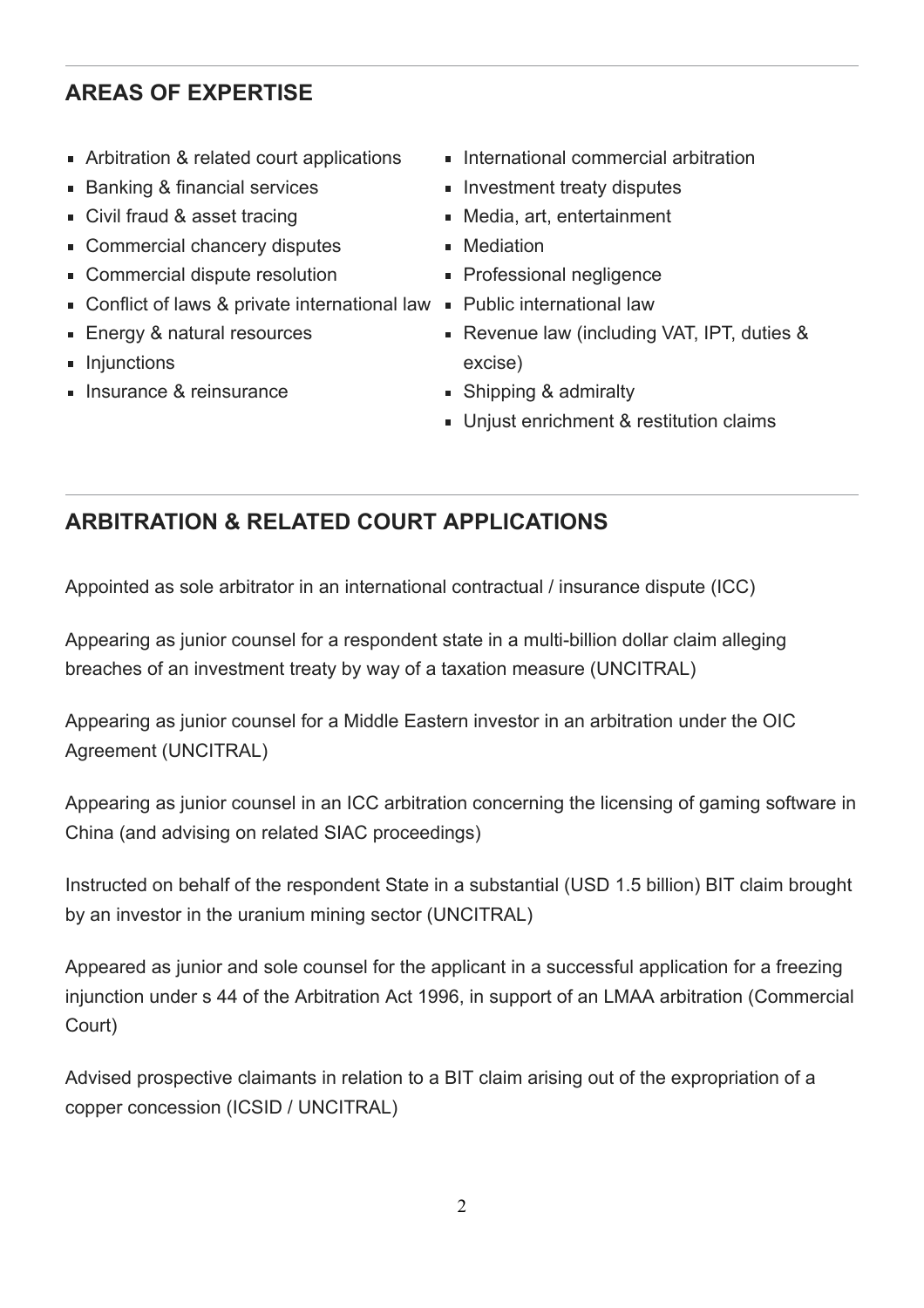## AREAS OF EXPERTISE

- Arbitration & related court applications
- Banking & financial services
- Civil fraud & asset tracing
- Commercial chancery disputes
- Commercial dispute resolution
- Conflict of laws & private international law
- Energy & natural resources
- Injunctions
- Insurance & reinsurance
- International commercial arbitration
- Investment treaty disputes
- Media, art, entertainment
- Mediation
- Professional negligence
- Public international law
- Revenue law (including VAT, IPT, duties & excise)
- Shipping & admiralty
- Unjust enrichment & restitution claims

## ARBITRATION & RELATED COURT APPLICATIONS

Appointed as sole arbitrator in an international contractual / insurance dispute (ICC)

Appearing as junior counsel for a respondent state in a multi-billion dollar claim alleging breaches of an investment treaty by way of a taxation measure (UNCITRAL)

Appearing as junior counsel for a Middle Eastern investor in an arbitration under the OIC Agreement (UNCITRAL)

Appearing as junior counsel in an ICC arbitration concerning the licensing of gaming software in China (and advising on related SIAC proceedings)

Instructed on behalf of the respondent State in a substantial (USD 1.5 billion) BIT claim brought by an investor in the uranium mining sector (UNCITRAL)

Appeared as junior and sole counsel for the applicant in a successful application for a freezing injunction under s 44 of the Arbitration Act 1996, in support of an LMAA arbitration (Commercial Court)

Advised prospective claimants in relation to a BIT claim arising out of the expropriation of a copper concession (ICSID / UNCITRAL)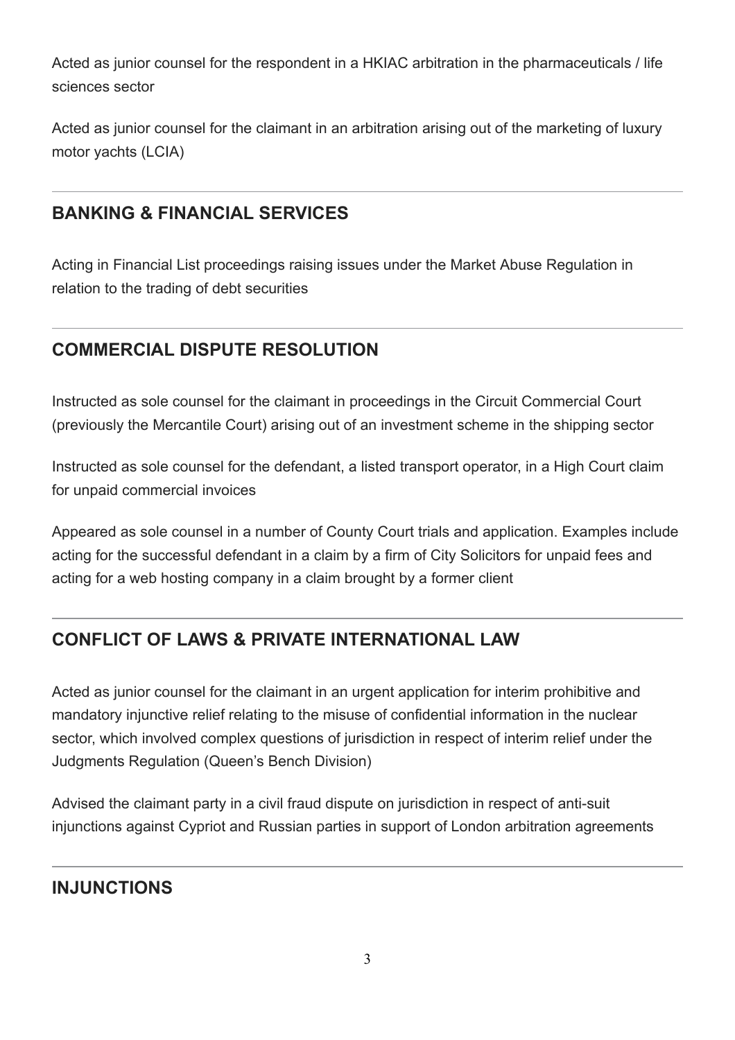Acted as junior counsel for the respondent in a HKIAC arbitration in the pharmaceuticals / life sciences sector

Acted as junior counsel for the claimant in an arbitration arising out of the marketing of luxury motor yachts (LCIA)

---

## BANKING & FINANCIAL SERVICES

Acting in Financial List proceedings raising issues under the Market Abuse Regulation in relation to the trading of debt securities

---

## COMMERCIAL DISPUTE RESOLUTION

Instructed as sole counsel for the claimant in proceedings in the Circuit Commercial Court (previously the Mercantile Court) arising out of an investment scheme in the shipping sector

Instructed as sole counsel for the defendant, a listed transport operator, in a High Court claim for unpaid commercial invoices

Appeared as sole counsel in a number of County Court trials and application. Examples include acting for the successful defendant in a claim by a firm of City Solicitors for unpaid fees and acting for a web hosting company in a claim brought by a former client

---

## CONFLICT OF LAWS & PRIVATE INTERNATIONAL LAW

Acted as junior counsel for the claimant in an urgent application for interim prohibitive and mandatory injunctive relief relating to the misuse of confidential information in the nuclear sector, which involved complex questions of jurisdiction in respect of interim relief under the Judgments Regulation (Queen's Bench Division)

Advised the claimant party in a civil fraud dispute on jurisdiction in respect of anti-suit injunctions against Cypriot and Russian parties in support of London arbitration agreements

---

## INJUNCTIONS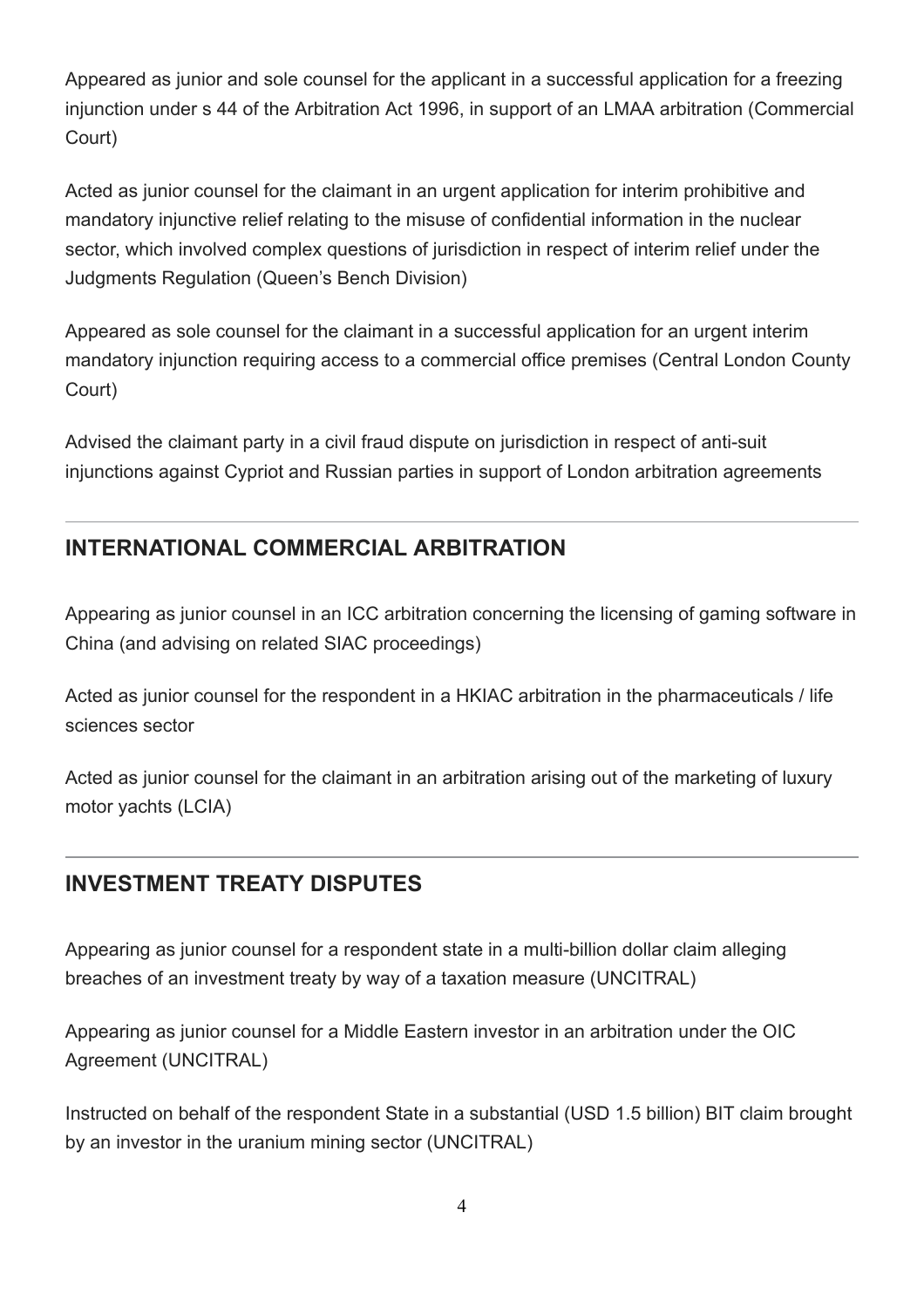Appeared as junior and sole counsel for the applicant in a successful application for a freezing injunction under s 44 of the Arbitration Act 1996, in support of an LMAA arbitration (Commercial Court)

Acted as junior counsel for the claimant in an urgent application for interim prohibitive and mandatory injunctive relief relating to the misuse of confidential information in the nuclear sector, which involved complex questions of jurisdiction in respect of interim relief under the Judgments Regulation (Queen's Bench Division)

Appeared as sole counsel for the claimant in a successful application for an urgent interim mandatory injunction requiring access to a commercial office premises (Central London County Court)

Advised the claimant party in a civil fraud dispute on jurisdiction in respect of anti-suit injunctions against Cypriot and Russian parties in support of London arbitration agreements

## INTERNATIONAL COMMERCIAL ARBITRATION

Appearing as junior counsel in an ICC arbitration concerning the licensing of gaming software in China (and advising on related SIAC proceedings)

Acted as junior counsel for the respondent in a HKIAC arbitration in the pharmaceuticals / life sciences sector

Acted as junior counsel for the claimant in an arbitration arising out of the marketing of luxury motor yachts (LCIA)

## INVESTMENT TREATY DISPUTES

Appearing as junior counsel for a respondent state in a multi-billion dollar claim alleging breaches of an investment treaty by way of a taxation measure (UNCITRAL)

Appearing as junior counsel for a Middle Eastern investor in an arbitration under the OIC Agreement (UNCITRAL)

Instructed on behalf of the respondent State in a substantial (USD 1.5 billion) BIT claim brought by an investor in the uranium mining sector (UNCITRAL)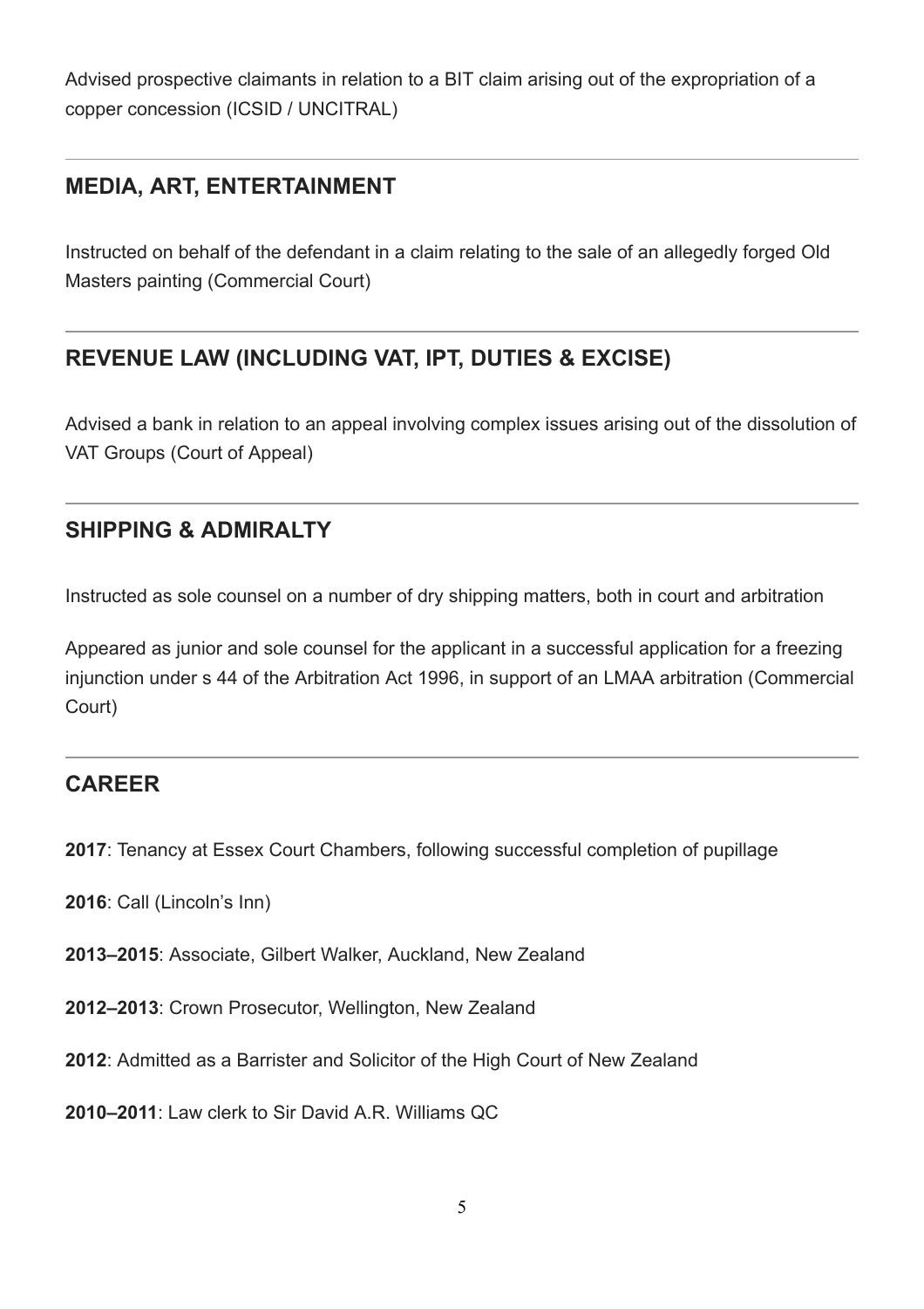Advised prospective claimants in relation to a BIT claim arising out of the expropriation of a copper concession (ICSID / UNCITRAL)

## MEDIA, ART, ENTERTAINMENT

Instructed on behalf of the defendant in a claim relating to the sale of an allegedly forged Old Masters painting (Commercial Court)

## REVENUE LAW (INCLUDING VAT, IPT, DUTIES & EXCISE)

Advised a bank in relation to an appeal involving complex issues arising out of the dissolution of VAT Groups (Court of Appeal)

## SHIPPING & ADMIRALTY

Instructed as sole counsel on a number of dry shipping matters, both in court and arbitration

Appeared as junior and sole counsel for the applicant in a successful application for a freezing injunction under s 44 of the Arbitration Act 1996, in support of an LMAA arbitration (Commercial Court)

## CAREER

**2017**: Tenancy at Essex Court Chambers, following successful completion of pupillage

**2016**: Call (Lincoln's Inn)

**2013–2015**: Associate, Gilbert Walker, Auckland, New Zealand

**2012–2013**: Crown Prosecutor, Wellington, New Zealand

**2012**: Admitted as a Barrister and Solicitor of the High Court of New Zealand

**2010–2011**: Law clerk to Sir David A.R. Williams QC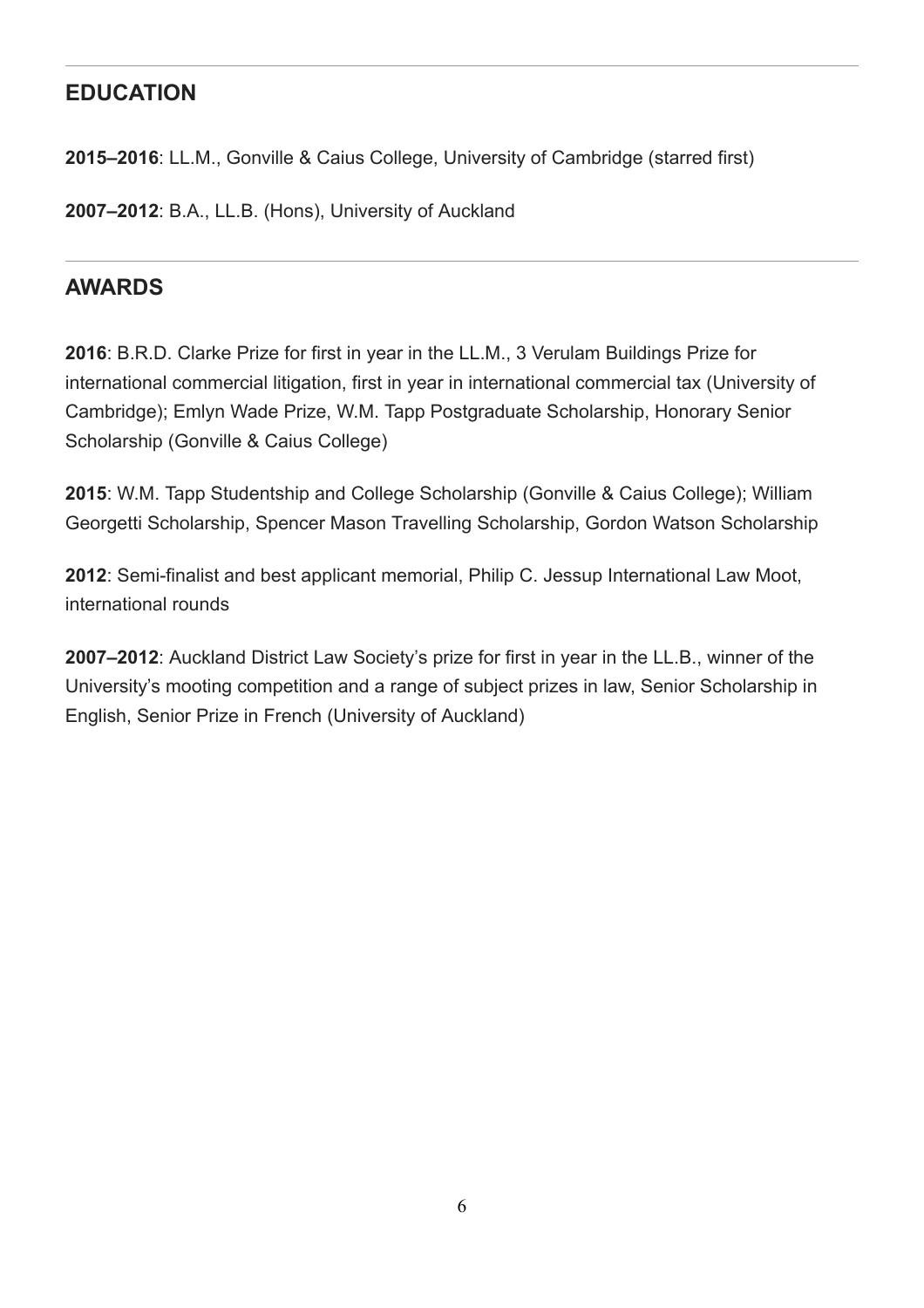## EDUCATION

**2015–2016**: LL.M., Gonville & Caius College, University of Cambridge (starred first)

**2007–2012**: B.A., LL.B. (Hons), University of Auckland

## AWARDS

**2016**: B.R.D. Clarke Prize for first in year in the LL.M., 3 Verulam Buildings Prize for international commercial litigation, first in year in international commercial tax (University of Cambridge); Emlyn Wade Prize, W.M. Tapp Postgraduate Scholarship, Honorary Senior Scholarship (Gonville & Caius College)

**2015**: W.M. Tapp Studentship and College Scholarship (Gonville & Caius College); William Georgetti Scholarship, Spencer Mason Travelling Scholarship, Gordon Watson Scholarship

**2012**: Semi-finalist and best applicant memorial, Philip C. Jessup International Law Moot, international rounds

**2007–2012**: Auckland District Law Society's prize for first in year in the LL.B., winner of the University's mooting competition and a range of subject prizes in law, Senior Scholarship in English, Senior Prize in French (University of Auckland)